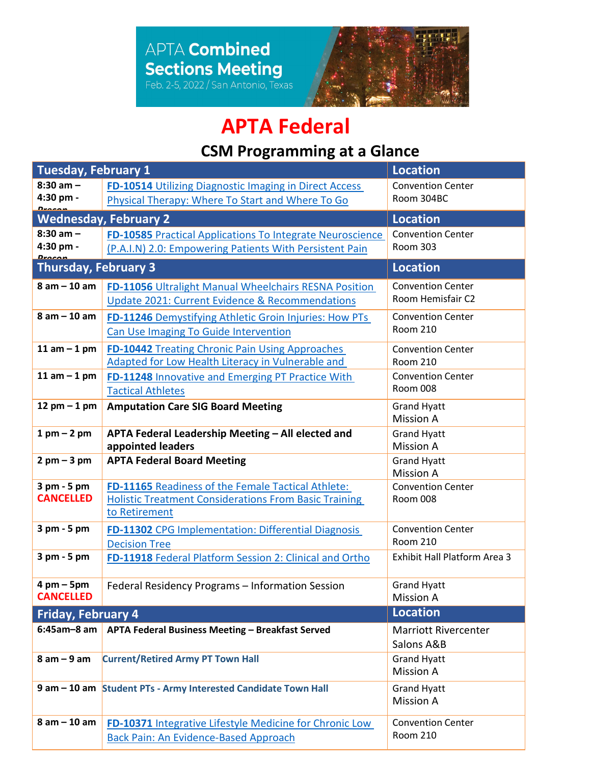APTA **Combined Sections Meeting**
Feb. 2-5, 2022 / San Antonio, Texas

# APTA Federal

## CSM Programming at a Glance

| Tuesday, February 1 | | Location |
|---|---|---|
| 8:30 am – 4:30 pm - Precon | **FD-10514** Utilizing Diagnostic Imaging in Direct Access Physical Therapy: Where To Start and Where To Go | Convention Center Room 304BC |
| **Wednesday, February 2** | | **Location** |
| 8:30 am – 4:30 pm - Precon | **FD-10585** Practical Applications To Integrate Neuroscience (P.A.I.N) 2.0: Empowering Patients With Persistent Pain | Convention Center Room 303 |
| **Thursday, February 3** | | **Location** |
| 8 am – 10 am | **FD-11056** Ultralight Manual Wheelchairs RESNA Position Update 2021: Current Evidence & Recommendations | Convention Center Room Hemisfair C2 |
| 8 am – 10 am | **FD-11246** Demystifying Athletic Groin Injuries: How PTs Can Use Imaging To Guide Intervention | Convention Center Room 210 |
| 11 am – 1 pm | **FD-10442** Treating Chronic Pain Using Approaches Adapted for Low Health Literacy in Vulnerable and | Convention Center Room 210 |
| 11 am – 1 pm | **FD-11248** Innovative and Emerging PT Practice With Tactical Athletes | Convention Center Room 008 |
| 12 pm – 1 pm | **Amputation Care SIG Board Meeting** | Grand Hyatt Mission A |
| 1 pm – 2 pm | **APTA Federal Leadership Meeting – All elected and appointed leaders** | Grand Hyatt Mission A |
| 2 pm – 3 pm | **APTA Federal Board Meeting** | Grand Hyatt Mission A |
| 3 pm - 5 pm **CANCELLED** | **FD-11165** Readiness of the Female Tactical Athlete: Holistic Treatment Considerations From Basic Training to Retirement | Convention Center Room 008 |
| 3 pm - 5 pm | **FD-11302** CPG Implementation: Differential Diagnosis Decision Tree | Convention Center Room 210 |
| 3 pm - 5 pm | **FD-11918** Federal Platform Session 2: Clinical and Ortho | Exhibit Hall Platform Area 3 |
| 4 pm – 5pm **CANCELLED** | Federal Residency Programs – Information Session | Grand Hyatt Mission A |
| **Friday, February 4** | | **Location** |
| 6:45am–8 am | **APTA Federal Business Meeting – Breakfast Served** | Marriott Rivercenter Salons A&B |
| 8 am – 9 am | **Current/Retired Army PT Town Hall** | Grand Hyatt Mission A |
| 9 am – 10 am | **Student PTs - Army Interested Candidate Town Hall** | Grand Hyatt Mission A |
| 8 am – 10 am | **FD-10371** Integrative Lifestyle Medicine for Chronic Low Back Pain: An Evidence-Based Approach | Convention Center Room 210 |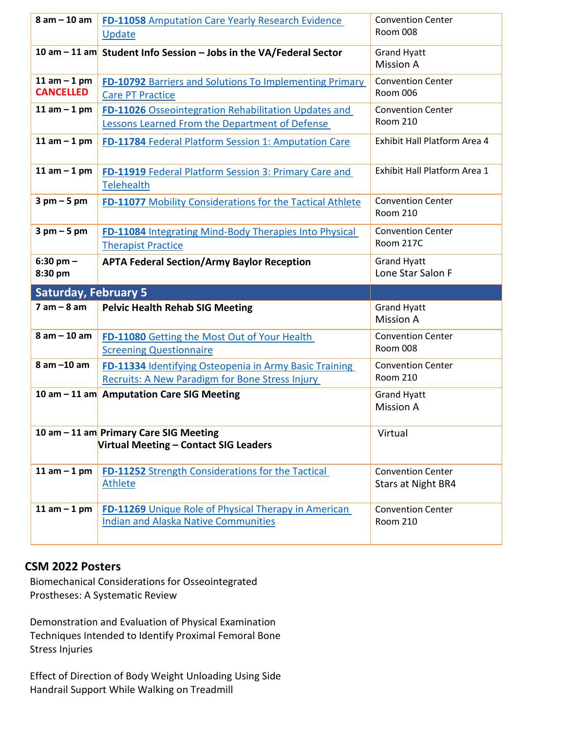| | | |
|---|---|---|
| **8 am – 10 am** | **FD-11058** Amputation Care Yearly Research Evidence Update | Convention Center Room 008 |
| **10 am – 11 am** | **Student Info Session – Jobs in the VA/Federal Sector** | Grand Hyatt Mission A |
| **11 am – 1 pm** **CANCELLED** | **FD-10792** Barriers and Solutions To Implementing Primary Care PT Practice | Convention Center Room 006 |
| **11 am – 1 pm** | **FD-11026** Osseointegration Rehabilitation Updates and Lessons Learned From the Department of Defense | Convention Center Room 210 |
| **11 am – 1 pm** | **FD-11784** Federal Platform Session 1: Amputation Care | Exhibit Hall Platform Area 4 |
| **11 am – 1 pm** | **FD-11919** Federal Platform Session 3: Primary Care and Telehealth | Exhibit Hall Platform Area 1 |
| **3 pm – 5 pm** | **FD-11077** Mobility Considerations for the Tactical Athlete | Convention Center Room 210 |
| **3 pm – 5 pm** | **FD-11084** Integrating Mind-Body Therapies Into Physical Therapist Practice | Convention Center Room 217C |
| **6:30 pm – 8:30 pm** | **APTA Federal Section/Army Baylor Reception** | Grand Hyatt Lone Star Salon F |
| **Saturday, February 5** | | |
| **7 am – 8 am** | **Pelvic Health Rehab SIG Meeting** | Grand Hyatt Mission A |
| **8 am – 10 am** | **FD-11080** Getting the Most Out of Your Health Screening Questionnaire | Convention Center Room 008 |
| **8 am –10 am** | **FD-11334** Identifying Osteopenia in Army Basic Training Recruits: A New Paradigm for Bone Stress Injury | Convention Center Room 210 |
| **10 am – 11 am** | **Amputation Care SIG Meeting** | Grand Hyatt Mission A |
| **10 am – 11 am** | **Primary Care SIG Meeting** **Virtual Meeting – Contact SIG Leaders** | Virtual |
| **11 am – 1 pm** | **FD-11252** Strength Considerations for the Tactical Athlete | Convention Center Stars at Night BR4 |
| **11 am – 1 pm** | **FD-11269** Unique Role of Physical Therapy in American Indian and Alaska Native Communities | Convention Center Room 210 |

## CSM 2022 Posters

Biomechanical Considerations for Osseointegrated Prostheses: A Systematic Review

Demonstration and Evaluation of Physical Examination Techniques Intended to Identify Proximal Femoral Bone Stress Injuries

Effect of Direction of Body Weight Unloading Using Side Handrail Support While Walking on Treadmill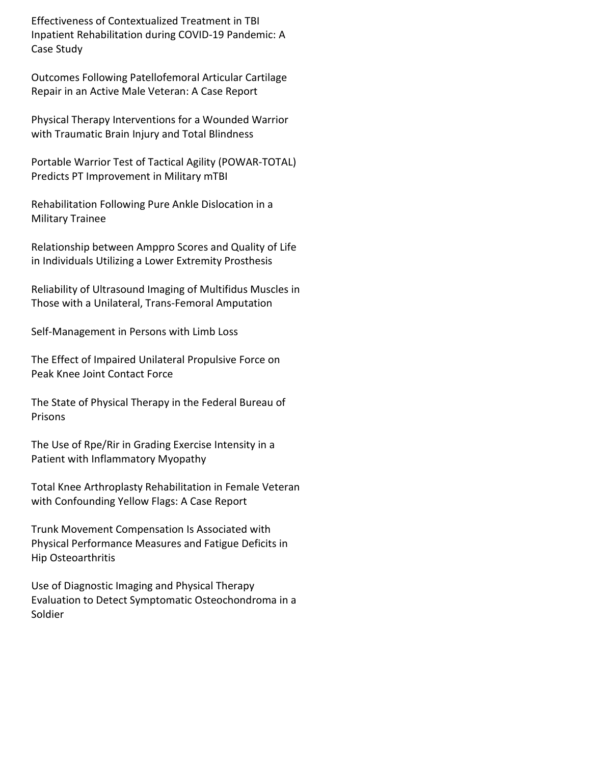Effectiveness of Contextualized Treatment in TBI Inpatient Rehabilitation during COVID-19 Pandemic: A Case Study

Outcomes Following Patellofemoral Articular Cartilage Repair in an Active Male Veteran: A Case Report

Physical Therapy Interventions for a Wounded Warrior with Traumatic Brain Injury and Total Blindness

Portable Warrior Test of Tactical Agility (POWAR-TOTAL) Predicts PT Improvement in Military mTBI

Rehabilitation Following Pure Ankle Dislocation in a Military Trainee

Relationship between Amppro Scores and Quality of Life in Individuals Utilizing a Lower Extremity Prosthesis

Reliability of Ultrasound Imaging of Multifidus Muscles in Those with a Unilateral, Trans-Femoral Amputation

Self-Management in Persons with Limb Loss

The Effect of Impaired Unilateral Propulsive Force on Peak Knee Joint Contact Force

The State of Physical Therapy in the Federal Bureau of Prisons

The Use of Rpe/Rir in Grading Exercise Intensity in a Patient with Inflammatory Myopathy

Total Knee Arthroplasty Rehabilitation in Female Veteran with Confounding Yellow Flags: A Case Report

Trunk Movement Compensation Is Associated with Physical Performance Measures and Fatigue Deficits in Hip Osteoarthritis

Use of Diagnostic Imaging and Physical Therapy Evaluation to Detect Symptomatic Osteochondroma in a Soldier